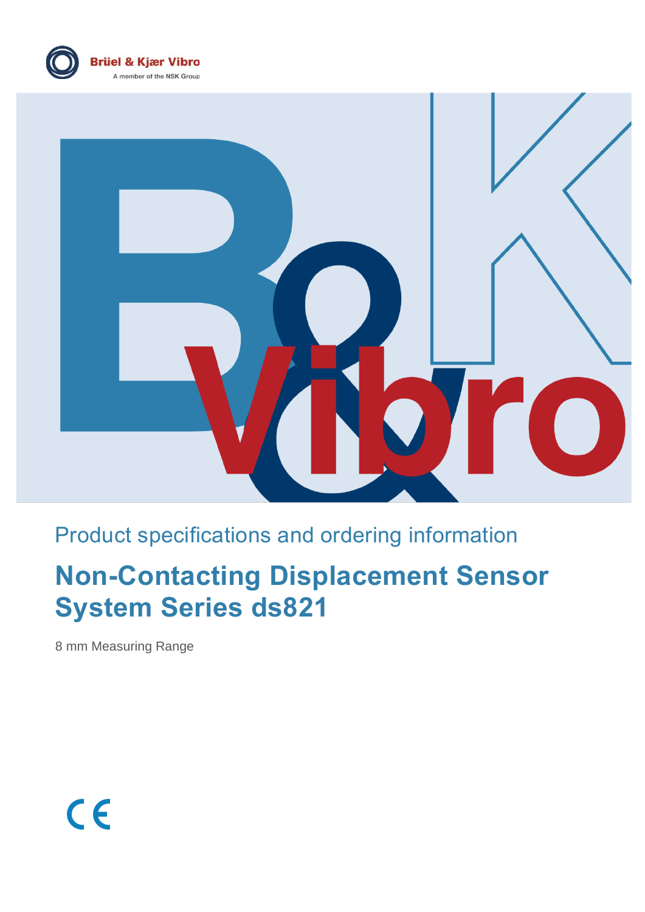Brüel & Kjær Vibro

A member of the NSK Group

Product specifications and ordering information

# Non-Contacting Displacement Sensor System Series ds821

8 mm Measuring Range

CE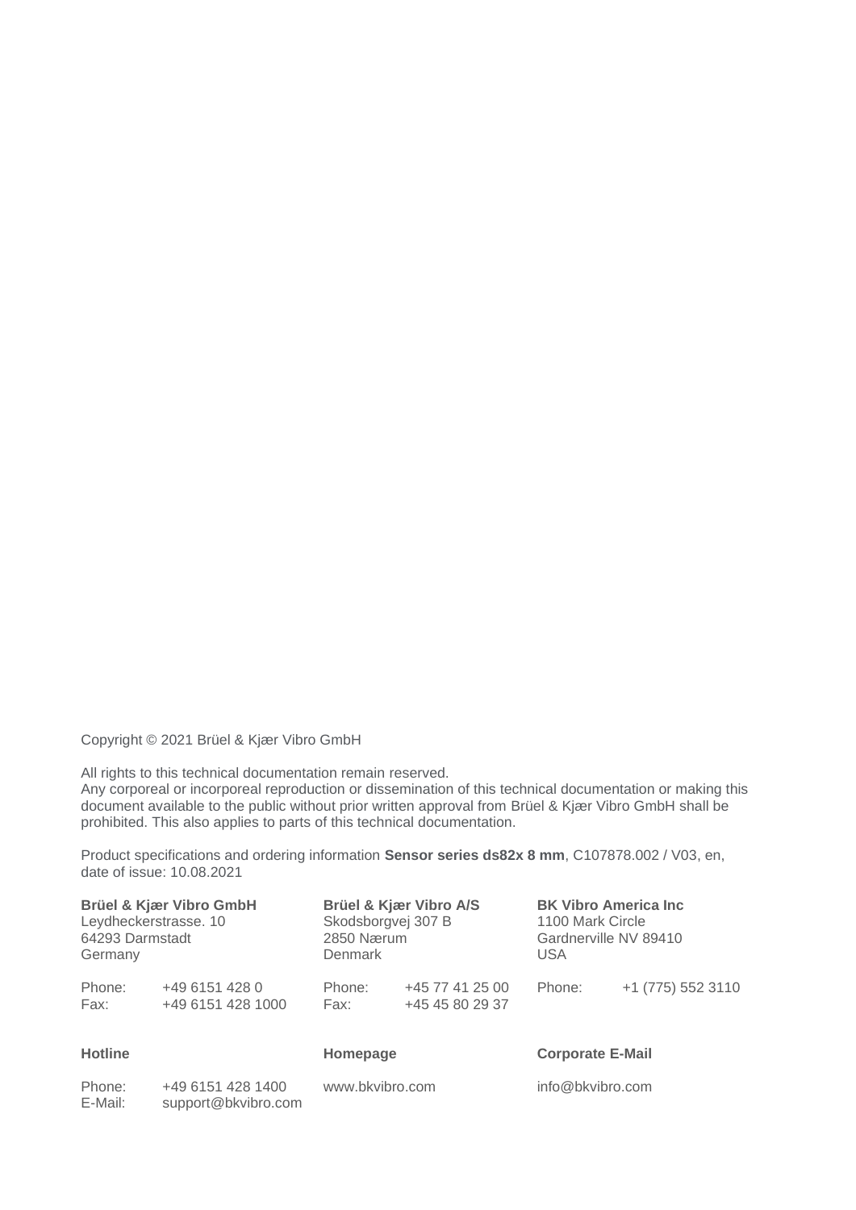Copyright © 2021 Brüel & Kjær Vibro GmbH

All rights to this technical documentation remain reserved.
Any corporeal or incorporeal reproduction or dissemination of this technical documentation or making this document available to the public without prior written approval from Brüel & Kjær Vibro GmbH shall be prohibited. This also applies to parts of this technical documentation.

Product specifications and ordering information **Sensor series ds82x 8 mm**, C107878.002 / V03, en, date of issue: 10.08.2021

**Brüel & Kjær Vibro GmbH**
Leydheckerstrasse. 10
64293 Darmstadt
Germany

Phone: +49 6151 428 0
Fax: +49 6151 428 1000

**Brüel & Kjær Vibro A/S**
Skodsborgvej 307 B
2850 Nærum
Denmark

Phone: +45 77 41 25 00
Fax: +45 45 80 29 37

**BK Vibro America Inc**
1100 Mark Circle
Gardnerville NV 89410
USA

Phone: +1 (775) 552 3110

**Hotline**

Phone: +49 6151 428 1400
E-Mail: support@bkvibro.com

**Homepage**

www.bkvibro.com

**Corporate E-Mail**

info@bkvibro.com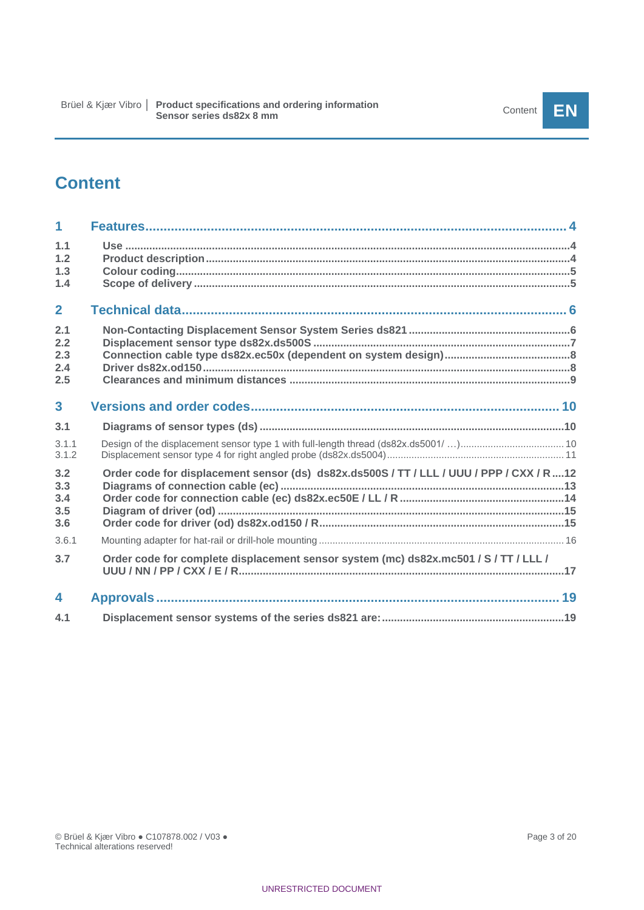# Content

**1 Features ... 4**

- 1.1 Use ... 4
- 1.2 Product description ... 4
- 1.3 Colour coding ... 5
- 1.4 Scope of delivery ... 5

**2 Technical data ... 6**

- 2.1 Non-Contacting Displacement Sensor System Series ds821 ... 6
- 2.2 Displacement sensor type ds82x.ds500S ... 7
- 2.3 Connection cable type ds82x.ec50x (dependent on system design) ... 8
- 2.4 Driver ds82x.od150 ... 8
- 2.5 Clearances and minimum distances ... 9

**3 Versions and order codes ... 10**

- 3.1 Diagrams of sensor types (ds) ... 10
  - 3.1.1 Design of the displacement sensor type 1 with full-length thread (ds82x.ds5001/ …) ... 10
  - 3.1.2 Displacement sensor type 4 for right angled probe (ds82x.ds5004) ... 11
- 3.2 Order code for displacement sensor (ds) ds82x.ds500S / TT / LLL / UUU / PPP / CXX / R ... 12
- 3.3 Diagrams of connection cable (ec) ... 13
- 3.4 Order code for connection cable (ec) ds82x.ec50E / LL / R ... 14
- 3.5 Diagram of driver (od) ... 15
- 3.6 Order code for driver (od) ds82x.od150 / R ... 15
  - 3.6.1 Mounting adapter for hat-rail or drill-hole mounting ... 16
- 3.7 Order code for complete displacement sensor system (mc) ds82x.mc501 / S / TT / LLL / UUU / NN / PP / CXX / E / R ... 17

**4 Approvals ... 19**

- 4.1 Displacement sensor systems of the series ds821 are: ... 19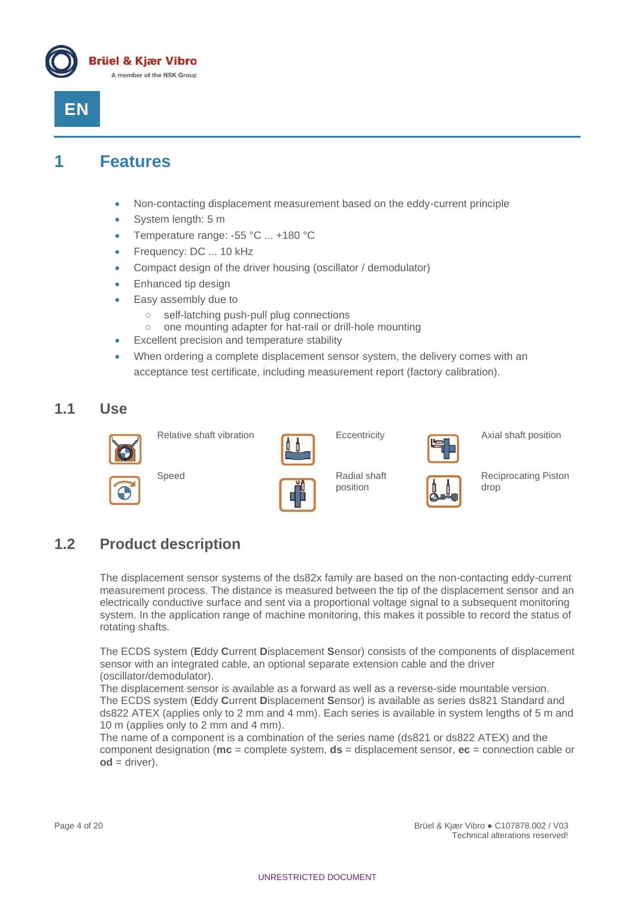EN

# 1 Features

- Non-contacting displacement measurement based on the eddy-current principle
- System length: 5 m
- Temperature range: -55 °C ... +180 °C
- Frequency: DC ... 10 kHz
- Compact design of the driver housing (oscillator / demodulator)
- Enhanced tip design
- Easy assembly due to
  - self-latching push-pull plug connections
  - one mounting adapter for hat-rail or drill-hole mounting
- Excellent precision and temperature stability
- When ordering a complete displacement sensor system, the delivery comes with an acceptance test certificate, including measurement report (factory calibration).

## 1.1 Use

- Relative shaft vibration
- Eccentricity
- Axial shaft position
- Speed
- Radial shaft position
- Reciprocating Piston drop

## 1.2 Product description

The displacement sensor systems of the ds82x family are based on the non-contacting eddy-current measurement process. The distance is measured between the tip of the displacement sensor and an electrically conductive surface and sent via a proportional voltage signal to a subsequent monitoring system. In the application range of machine monitoring, this makes it possible to record the status of rotating shafts.

The ECDS system (**E**ddy **C**urrent **D**isplacement **S**ensor) consists of the components of displacement sensor with an integrated cable, an optional separate extension cable and the driver (oscillator/demodulator).
The displacement sensor is available as a forward as well as a reverse-side mountable version.
The ECDS system (**E**ddy **C**urrent **D**isplacement **S**ensor) is available as series ds821 Standard and ds822 ATEX (applies only to 2 mm and 4 mm). Each series is available in system lengths of 5 m and 10 m (applies only to 2 mm and 4 mm).
The name of a component is a combination of the series name (ds821 or ds822 ATEX) and the component designation (**mc** = complete system, **ds** = displacement sensor, **ec** = connection cable or **od** = driver).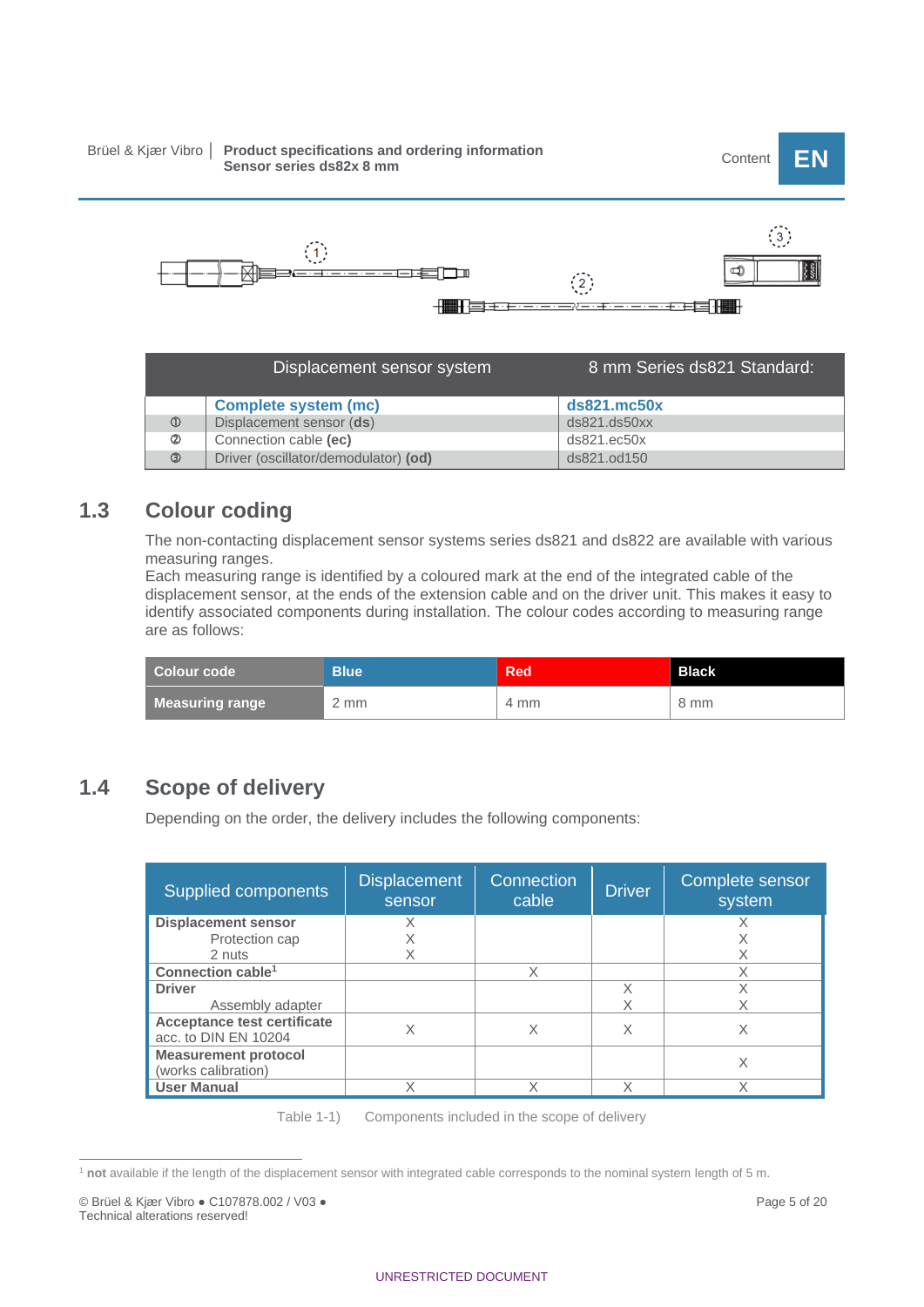| | Displacement sensor system | 8 mm Series ds821 Standard: |
|---|---|---|
| | **Complete system (mc)** | **ds821.mc50x** |
| ① | Displacement sensor (**ds**) | ds821.ds50xx |
| ② | Connection cable (**ec**) | ds821.ec50x |
| ③ | Driver (oscillator/demodulator) **(od)** | ds821.od150 |

## 1.3 Colour coding

The non-contacting displacement sensor systems series ds821 and ds822 are available with various measuring ranges.
Each measuring range is identified by a coloured mark at the end of the integrated cable of the displacement sensor, at the ends of the extension cable and on the driver unit. This makes it easy to identify associated components during installation. The colour codes according to measuring range are as follows:

| Colour code | Blue | Red | Black |
|---|---|---|---|
| **Measuring range** | 2 mm | 4 mm | 8 mm |

## 1.4 Scope of delivery

Depending on the order, the delivery includes the following components:

| Supplied components | Displacement sensor | Connection cable | Driver | Complete sensor system |
|---|---|---|---|---|
| **Displacement sensor** | X | | | X |
| Protection cap | X | | | X |
| 2 nuts | X | | | X |
| **Connection cable**[1] | | X | | X |
| **Driver** | | | X | X |
| Assembly adapter | | | X | X |
| **Acceptance test certificate** acc. to DIN EN 10204 | X | X | X | X |
| **Measurement protocol** (works calibration) | | | | X |
| **User Manual** | X | X | X | X |

Table 1-1) Components included in the scope of delivery

[1] **not** available if the length of the displacement sensor with integrated cable corresponds to the nominal system length of 5 m.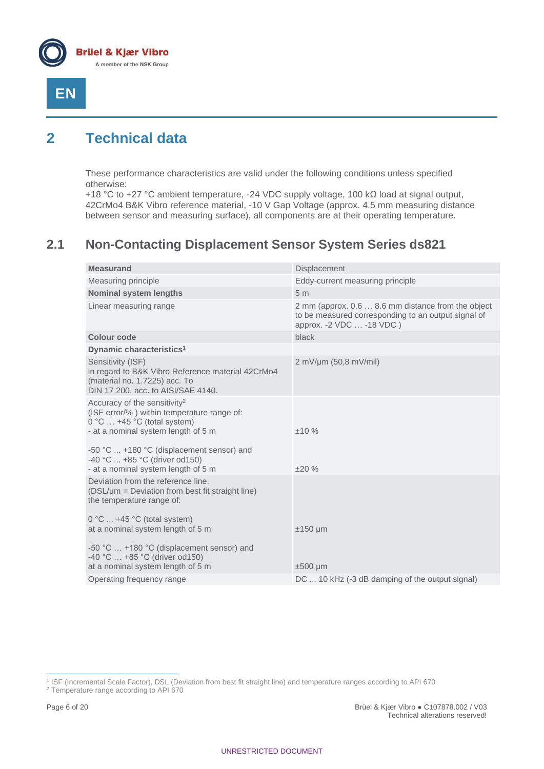EN

# 2 Technical data

These performance characteristics are valid under the following conditions unless specified otherwise:
+18 °C to +27 °C ambient temperature, -24 VDC supply voltage, 100 kΩ load at signal output, 42CrMo4 B&K Vibro reference material, -10 V Gap Voltage (approx. 4.5 mm measuring distance between sensor and measuring surface), all components are at their operating temperature.

## 2.1 Non-Contacting Displacement Sensor System Series ds821

| **Measurand** | Displacement |
|---|---|
| Measuring principle | Eddy-current measuring principle |
| **Nominal system lengths** | 5 m |
| Linear measuring range | 2 mm (approx. 0.6 … 8.6 mm distance from the object to be measured corresponding to an output signal of approx. -2 VDC … -18 VDC ) |
| **Colour code** | black |
| **Dynamic characteristics**[1] | |
| Sensitivity (ISF)<br>in regard to B&K Vibro Reference material 42CrMo4 (material no. 1.7225) acc. To DIN 17 200, acc. to AISI/SAE 4140. | 2 mV/µm (50,8 mV/mil) |
| Accuracy of the sensitivity[2]<br>(ISF error/% ) within temperature range of:<br>0 °C … +45 °C (total system)<br>- at a nominal system length of 5 m | ±10 % |
| -50 °C ... +180 °C (displacement sensor) and<br>-40 °C ... +85 °C (driver od150)<br>- at a nominal system length of 5 m | ±20 % |
| Deviation from the reference line.<br>(DSL/µm = Deviation from best fit straight line) the temperature range of:<br><br>0 °C ... +45 °C (total system)<br>at a nominal system length of 5 m | ±150 µm |
| -50 °C … +180 °C (displacement sensor) and<br>-40 °C … +85 °C (driver od150)<br>at a nominal system length of 5 m | ±500 µm |
| Operating frequency range | DC ... 10 kHz (-3 dB damping of the output signal) |

[1] ISF (Incremental Scale Factor), DSL (Deviation from best fit straight line) and temperature ranges according to API 670
[2] Temperature range according to API 670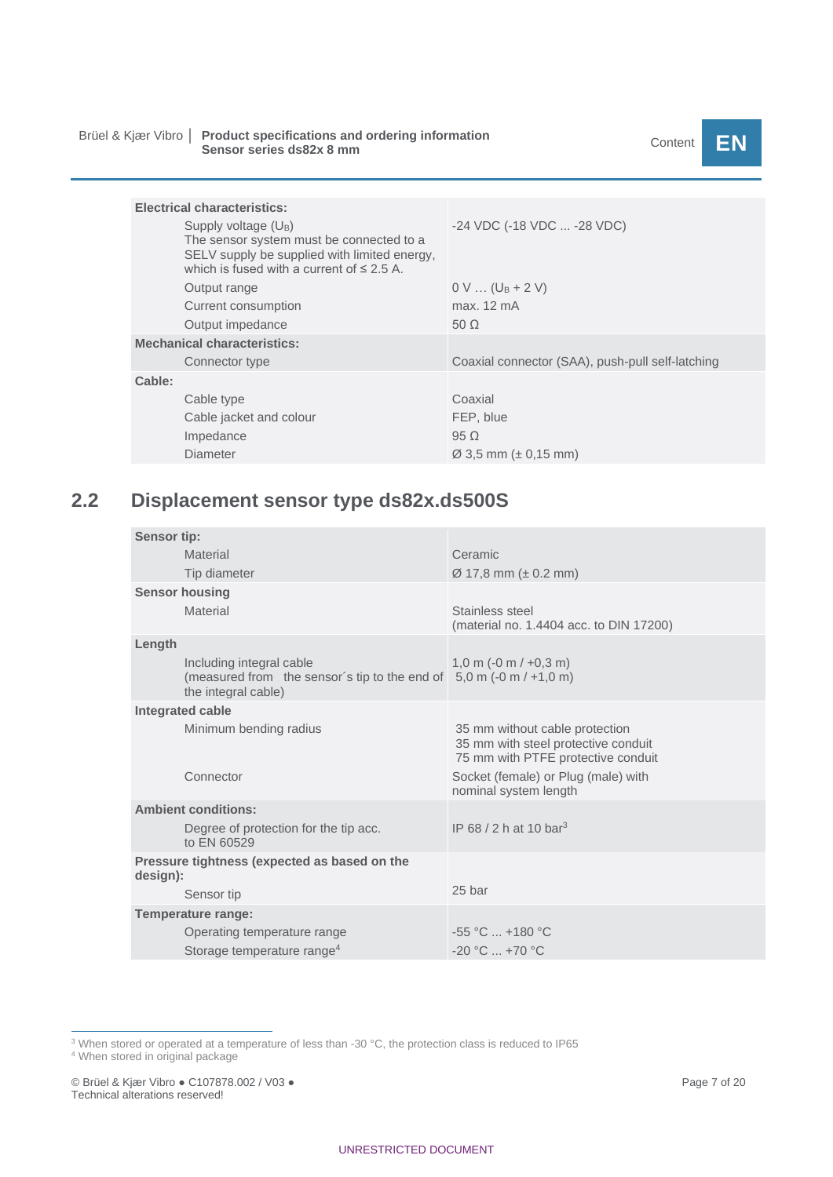| | |
|---|---|
| **Electrical characteristics:** | |
| Supply voltage ($U_B$) The sensor system must be connected to a SELV supply be supplied with limited energy, which is fused with a current of ≤ 2.5 A. | -24 VDC (-18 VDC ... -28 VDC) |
| Output range | 0 V … ($U_B$ + 2 V) |
| Current consumption | max. 12 mA |
| Output impedance | 50 Ω |
| **Mechanical characteristics:** | |
| Connector type | Coaxial connector (SAA), push-pull self-latching |
| **Cable:** | |
| Cable type | Coaxial |
| Cable jacket and colour | FEP, blue |
| Impedance | 95 Ω |
| Diameter | Ø 3,5 mm (± 0,15 mm) |

## 2.2 Displacement sensor type ds82x.ds500S

| | |
|---|---|
| **Sensor tip:** | |
| Material | Ceramic |
| Tip diameter | Ø 17,8 mm (± 0.2 mm) |
| **Sensor housing** | |
| Material | Stainless steel (material no. 1.4404 acc. to DIN 17200) |
| **Length** | |
| Including integral cable (measured from the sensor´s tip to the end of the integral cable) | 1,0 m (-0 m / +0,3 m) 5,0 m (-0 m / +1,0 m) |
| **Integrated cable** | |
| Minimum bending radius | 35 mm without cable protection 35 mm with steel protective conduit 75 mm with PTFE protective conduit |
| Connector | Socket (female) or Plug (male) with nominal system length |
| **Ambient conditions:** | |
| Degree of protection for the tip acc. to EN 60529 | IP 68 / 2 h at 10 bar[3] |
| **Pressure tightness (expected as based on the design):** | |
| Sensor tip | 25 bar |
| **Temperature range:** | |
| Operating temperature range | -55 °C ... +180 °C |
| Storage temperature range[4] | -20 °C ... +70 °C |

[3] When stored or operated at a temperature of less than -30 °C, the protection class is reduced to IP65

[4] When stored in original package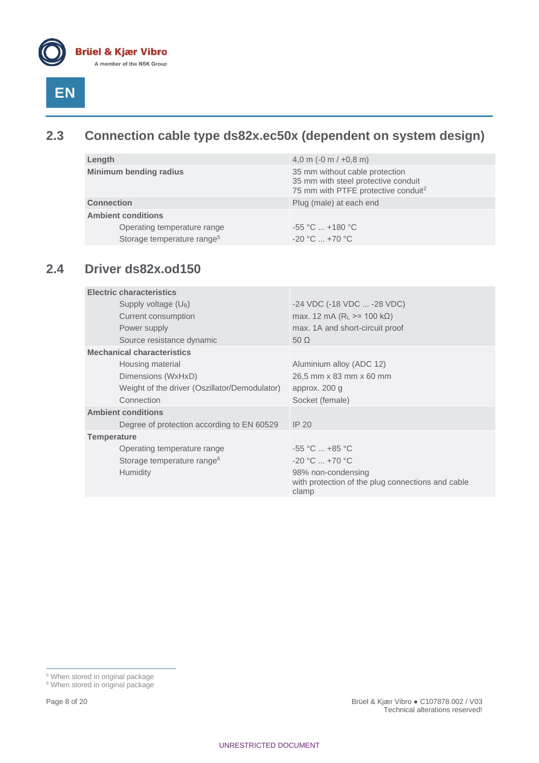## 2.3 Connection cable type ds82x.ec50x (dependent on system design)

| | |
|---|---|
| **Length** | 4,0 m (-0 m / +0,8 m) |
| **Minimum bending radius** | 35 mm without cable protection<br>35 mm with steel protective conduit<br>75 mm with PTFE protective conduit[2] |
| **Connection** | Plug (male) at each end |
| **Ambient conditions** | |
| Operating temperature range | -55 °C ... +180 °C |
| Storage temperature range[5] | -20 °C ... +70 °C |

## 2.4 Driver ds82x.od150

| | |
|---|---|
| **Electric characteristics** | |
| Supply voltage ($U_B$) | -24 VDC (-18 VDC ... -28 VDC) |
| Current consumption | max. 12 mA ($R_L$ >= 100 kΩ) |
| Power supply | max. 1A and short-circuit proof |
| Source resistance dynamic | 50 Ω |
| **Mechanical characteristics** | |
| Housing material | Aluminium alloy (ADC 12) |
| Dimensions (WxHxD) | 26,5 mm x 83 mm x 60 mm |
| Weight of the driver (Oszillator/Demodulator) | approx. 200 g |
| Connection | Socket (female) |
| **Ambient conditions** | |
| Degree of protection according to EN 60529 | IP 20 |
| **Temperature** | |
| Operating temperature range | -55 °C ... +85 °C |
| Storage temperature range[6] | -20 °C ... +70 °C |
| Humidity | 98% non-condensing<br>with protection of the plug connections and cable clamp |

[5] When stored in original package
[6] When stored in original package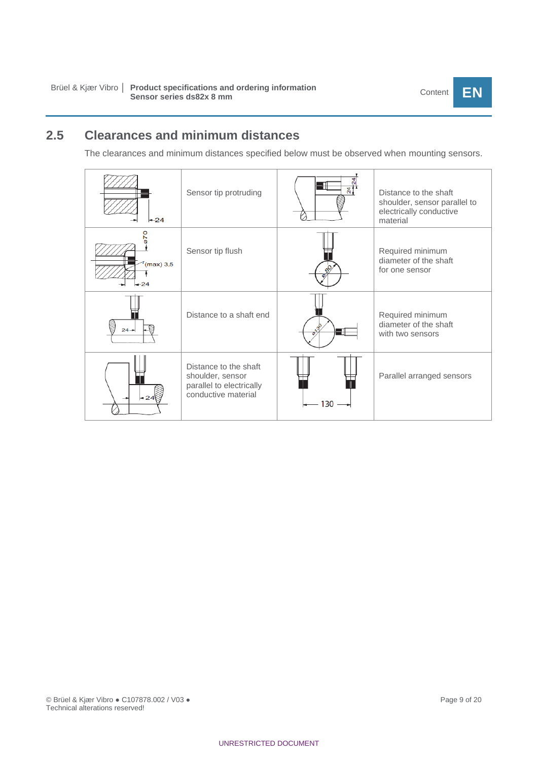## 2.5 Clearances and minimum distances

The clearances and minimum distances specified below must be observed when mounting sensors.

| | | | |
|---|---|---|---|
| 24 | Sensor tip protruding | 24 24 | Distance to the shaft shoulder, sensor parallel to electrically conductive material |
| ø70 r(max) 3,5 24 | Sensor tip flush | ø80 | Required minimum diameter of the shaft for one sensor |
| 24 | Distance to a shaft end | ø130 | Required minimum diameter of the shaft with two sensors |
| 24 | Distance to the shaft shoulder, sensor parallel to electrically conductive material | 130 | Parallel arranged sensors |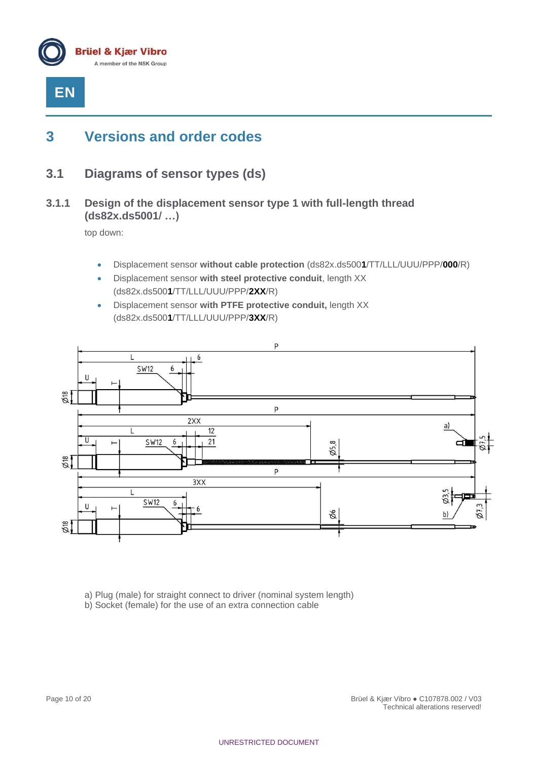# 3 Versions and order codes

## 3.1 Diagrams of sensor types (ds)

### 3.1.1 Design of the displacement sensor type 1 with full-length thread (ds82x.ds5001/ …)

top down:

- Displacement sensor **without cable protection** (ds82x.ds500**1**/TT/LLL/UUU/PPP/**000**/R)
- Displacement sensor **with steel protective conduit**, length XX (ds82x.ds500**1**/TT/LLL/UUU/PPP/**2XX**/R)
- Displacement sensor **with PTFE protective conduit,** length XX (ds82x.ds500**1**/TT/LLL/UUU/PPP/**3XX**/R)

a) Plug (male) for straight connect to driver (nominal system length)
b) Socket (female) for the use of an extra connection cable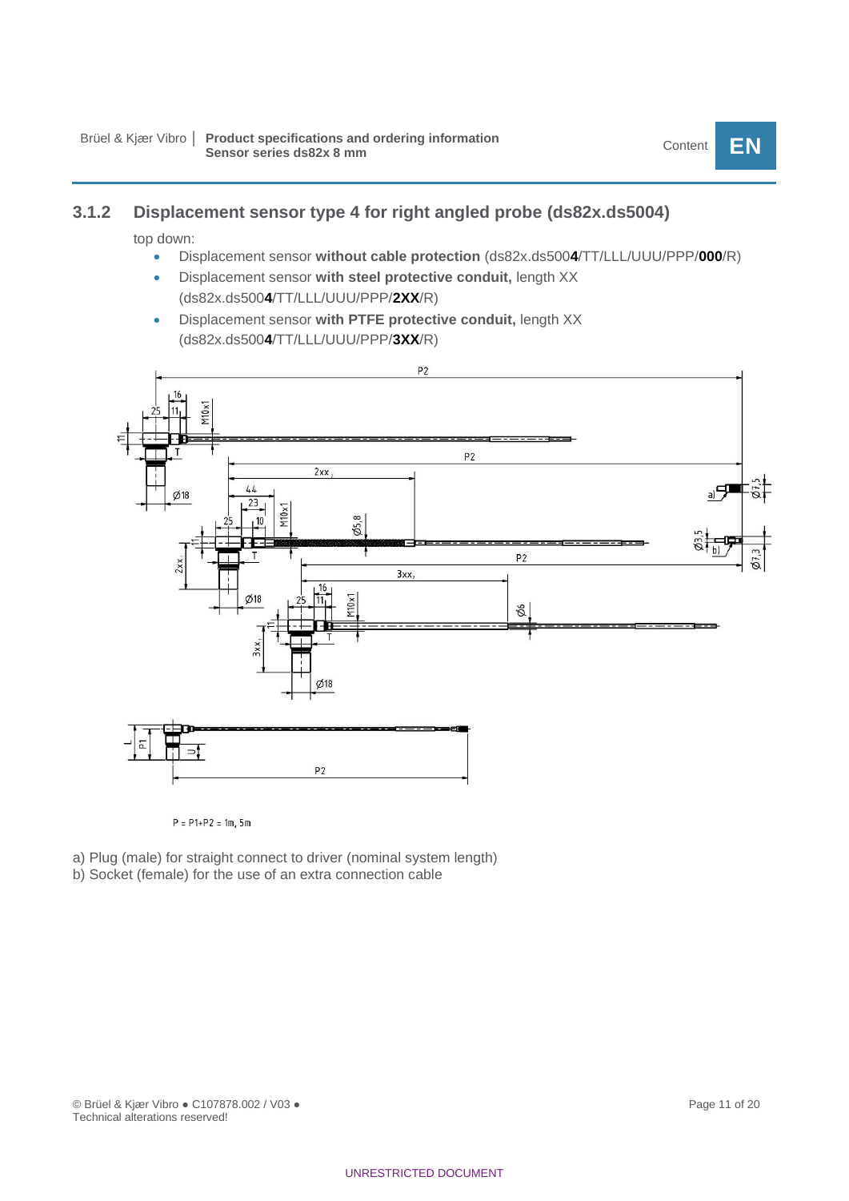### 3.1.2 Displacement sensor type 4 for right angled probe (ds82x.ds5004)

top down:

- Displacement sensor **without cable protection** (ds82x.ds500**4**/TT/LLL/UUU/PPP/**000**/R)
- Displacement sensor **with steel protective conduit,** length XX (ds82x.ds500**4**/TT/LLL/UUU/PPP/**2XX**/R)
- Displacement sensor **with PTFE protective conduit,** length XX (ds82x.ds500**4**/TT/LLL/UUU/PPP/**3XX**/R)

P = P1+P2 = 1m, 5m

a) Plug (male) for straight connect to driver (nominal system length)
b) Socket (female) for the use of an extra connection cable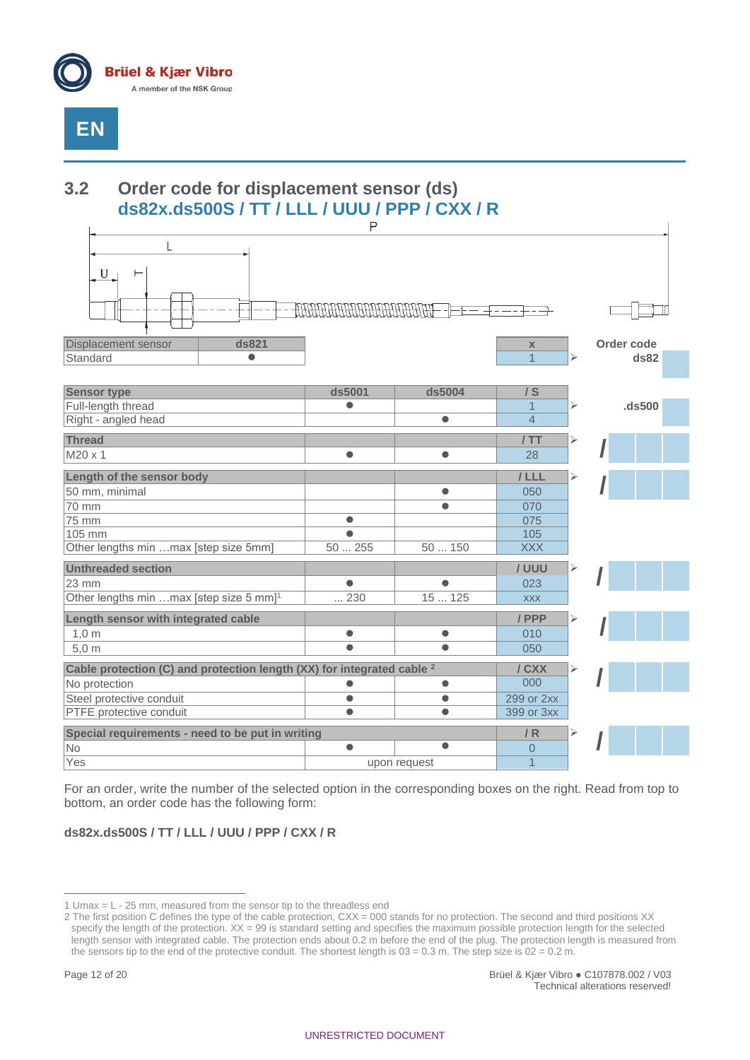## 3.2 Order code for displacement sensor (ds)

## ds82x.ds500S / TT / LLL / UUU / PPP / CXX / R

P

L

U T

| Displacement sensor | ds821 | | | x | Order code |
|---|---|---|---|---|---|
| Standard | ● | | | 1 | ds82 |

| Sensor type | ds5001 | ds5004 | / S | |
|---|---|---|---|---|
| Full-length thread | ● | | 1 | .ds500 |
| Right - angled head | | ● | 4 | |
| **Thread** | | | **/ TT** | / |
| M20 x 1 | ● | ● | 28 | |
| **Length of the sensor body** | | | **/ LLL** | / |
| 50 mm, minimal | | ● | 050 | |
| 70 mm | | ● | 070 | |
| 75 mm | ● | | 075 | |
| 105 mm | ● | | 105 | |
| Other lengths min …max [step size 5mm] | 50 ... 255 | 50 ... 150 | XXX | |
| **Unthreaded section** | | | **/ UUU** | / |
| 23 mm | ● | ● | 023 | |
| Other lengths min …max [step size 5 mm][1] | ... 230 | 15 ... 125 | xxx | |
| **Length sensor with integrated cable** | | | **/ PPP** | / |
| 1,0 m | ● | ● | 010 | |
| 5,0 m | ● | ● | 050 | |
| **Cable protection (C) and protection length (XX) for integrated cable [2]** | | | **/ CXX** | / |
| No protection | ● | ● | 000 | |
| Steel protective conduit | ● | ● | 299 or 2xx | |
| PTFE protective conduit | ● | ● | 399 or 3xx | |
| **Special requirements - need to be put in writing** | | | **/ R** | / |
| No | ● | ● | 0 | |
| Yes | upon request | | 1 | |

For an order, write the number of the selected option in the corresponding boxes on the right. Read from top to bottom, an order code has the following form:

**ds82x.ds500S / TT / LLL / UUU / PPP / CXX / R**

---

1 Umax = L - 25 mm, measured from the sensor tip to the threadless end

2 The first position C defines the type of the cable protection, CXX = 000 stands for no protection. The second and third positions XX specify the length of the protection. XX = 99 is standard setting and specifies the maximum possible protection length for the selected length sensor with integrated cable. The protection ends about 0.2 m before the end of the plug. The protection length is measured from the sensors tip to the end of the protective conduit. The shortest length is 03 = 0.3 m. The step size is 02 = 0.2 m.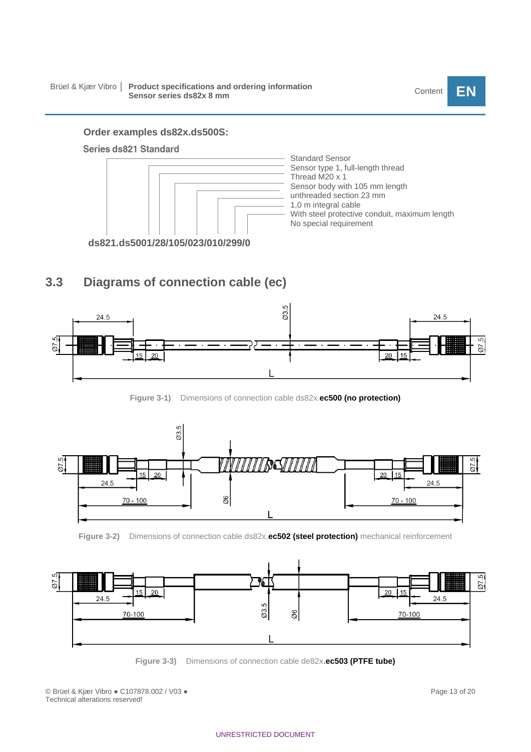**Order examples ds82x.ds500S:**

**Series ds821 Standard**

- Standard Sensor
- Sensor type 1, full-length thread
- Thread M20 x 1
- Sensor body with 105 mm length
- unthreaded section 23 mm
- 1,0 m integral cable
- With steel protective conduit, maximum length
- No special requirement

**ds821.ds5001/28/105/023/010/299/0**

## 3.3 Diagrams of connection cable (ec)

**Figure 3-1)** Dimensions of connection cable ds82x.**ec500 (no protection)**

**Figure 3-2)** Dimensions of connection cable ds82x.**ec502 (steel protection)** mechanical reinforcement

**Figure 3-3)** Dimensions of connection cable de82x.**ec503 (PTFE tube)**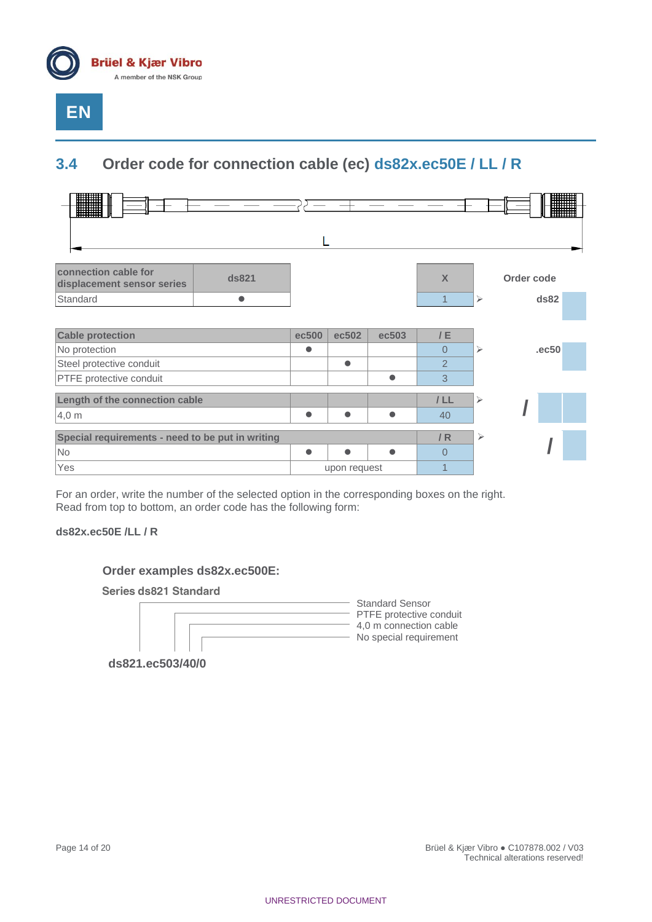EN

## 3.4 Order code for connection cable (ec) ds82x.ec50E / LL / R

L

| connection cable for displacement sensor series | ds821 | X | | Order code |
|---|---|---|---|---|
| Standard | ● | 1 | ➢ | ds82 |

| Cable protection | ec500 | ec502 | ec503 | / E | | |
|---|---|---|---|---|---|---|
| No protection | ● | | | 0 | ➢ | .ec50 |
| Steel protective conduit | | ● | | 2 | | |
| PTFE protective conduit | | | ● | 3 | | |
| **Length of the connection cable** | | | | **/ LL** | ➢ | / |
| 4,0 m | ● | ● | ● | 40 | | |
| **Special requirements - need to be put in writing** | | | | **/ R** | ➢ | / |
| No | ● | ● | ● | 0 | | |
| Yes | upon request | | | 1 | | |

For an order, write the number of the selected option in the corresponding boxes on the right.
Read from top to bottom, an order code has the following form:

**ds82x.ec50E /LL / R**

### Order examples ds82x.ec500E:

**Series ds821 Standard**

- Standard Sensor
- PTFE protective conduit
- 4,0 m connection cable
- No special requirement

**ds821.ec503/40/0**

UNRESTRICTED DOCUMENT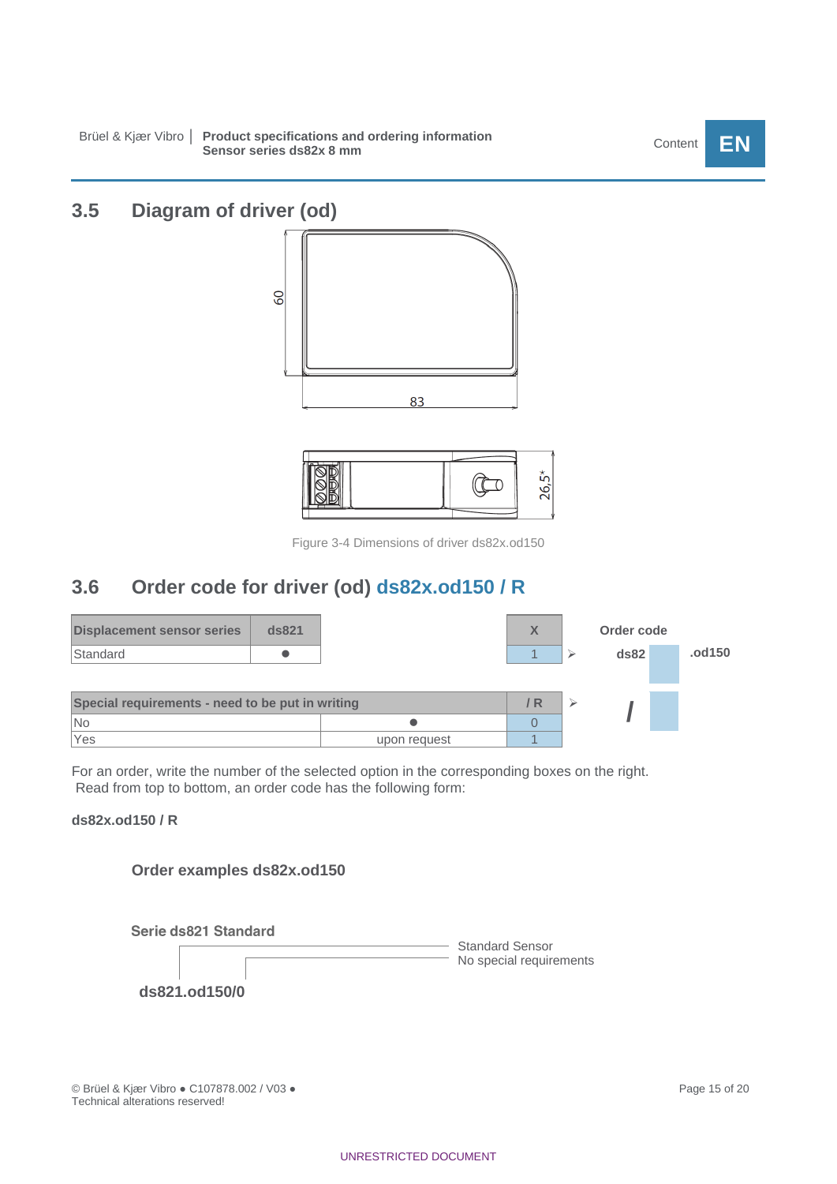## 3.5 Diagram of driver (od)

Figure 3-4 Dimensions of driver ds82x.od150

## 3.6 Order code for driver (od) ds82x.od150 / R

| Displacement sensor series | ds821 | X | | Order code |
|---|---|---|---|---|
| Standard | ● | 1 | ➢ | ds82 ☐ .od150 |

| Special requirements - need to be put in writing | | / R | | |
|---|---|---|---|---|
| No | ● | 0 | ➢ | / ☐ |
| Yes | upon request | 1 | | |

For an order, write the number of the selected option in the corresponding boxes on the right.
Read from top to bottom, an order code has the following form:

**ds82x.od150 / R**

### Order examples ds82x.od150

**Serie ds821 Standard**

Standard Sensor
No special requirements

**ds821.od150/0**

© Brüel & Kjær Vibro ● C107878.002 / V03 ●
Technical alterations reserved!

UNRESTRICTED DOCUMENT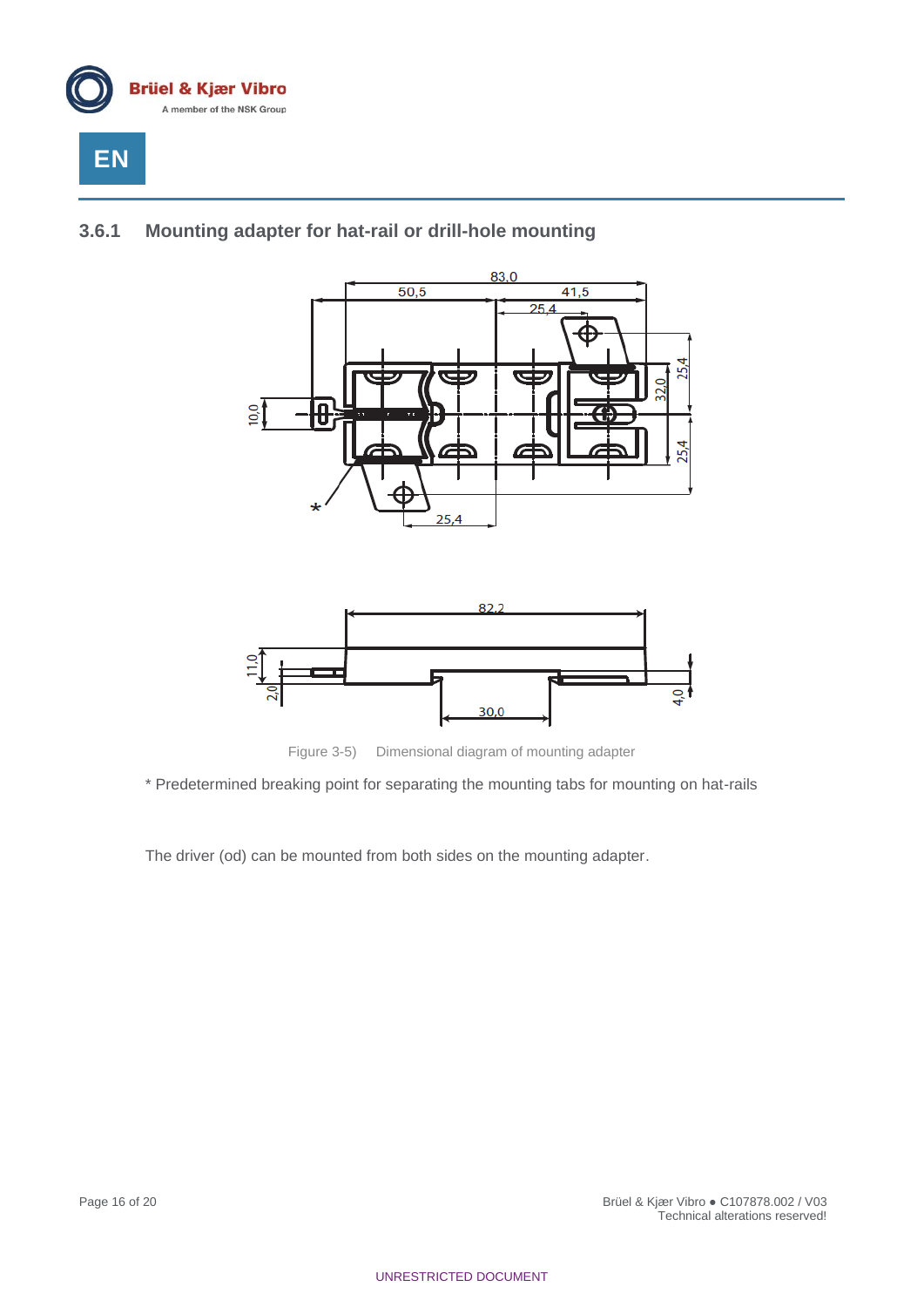### 3.6.1 Mounting adapter for hat-rail or drill-hole mounting

Figure 3-5) Dimensional diagram of mounting adapter

* Predetermined breaking point for separating the mounting tabs for mounting on hat-rails

The driver (od) can be mounted from both sides on the mounting adapter.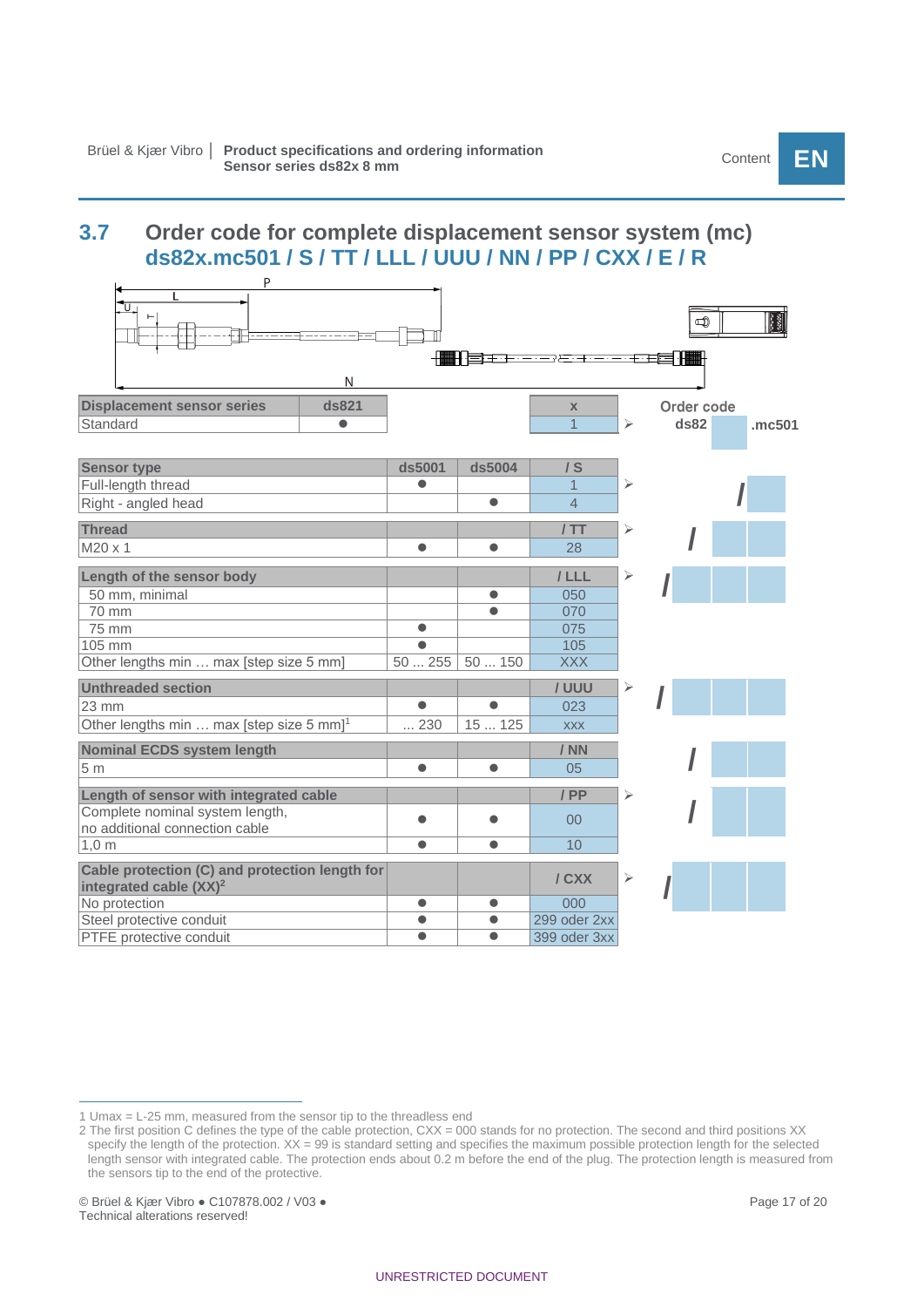## 3.7 Order code for complete displacement sensor system (mc)

### ds82x.mc501 / S / TT / LLL / UUU / NN / PP / CXX / E / R

P

L

U

N

| Displacement sensor series | ds821 | | x | | Order code |
|---|---|---|---|---|---|
| Standard | ● | | 1 | ➢ | ds82 [ ] .mc501 |

| Sensor type | ds5001 | ds5004 | / S | | |
|---|---|---|---|---|---|
| Full-length thread | ● | | 1 | ➢ | / [ ] |
| Right - angled head | | ● | 4 | | |
| **Thread** | | | **/ TT** | ➢ | / [ ][ ] |
| M20 x 1 | ● | ● | 28 | | |
| **Length of the sensor body** | | | **/ LLL** | ➢ | / [ ][ ][ ] |
| 50 mm, minimal | | ● | 050 | | |
| 70 mm | | ● | 070 | | |
| 75 mm | ● | | 075 | | |
| 105 mm | ● | | 105 | | |
| Other lengths min … max [step size 5 mm] | 50 ... 255 | 50 ... 150 | XXX | | |
| **Unthreaded section** | | | **/ UUU** | ➢ | / [ ][ ][ ] |
| 23 mm | ● | ● | 023 | | |
| Other lengths min … max [step size 5 mm][1] | ... 230 | 15 ... 125 | xxx | | |
| **Nominal ECDS system length** | | | **/ NN** | | / [ ][ ] |
| 5 m | ● | ● | 05 | | |
| **Length of sensor with integrated cable** | | | **/ PP** | ➢ | / [ ][ ] |
| Complete nominal system length, no additional connection cable | ● | ● | 00 | | |
| 1,0 m | ● | ● | 10 | | |
| **Cable protection (C) and protection length for integrated cable (XX)[2]** | | | **/ CXX** | ➢ | / [ ][ ][ ] |
| No protection | ● | ● | 000 | | |
| Steel protective conduit | ● | ● | 299 oder 2xx | | |
| PTFE protective conduit | ● | ● | 399 oder 3xx | | |

1 Umax = L-25 mm, measured from the sensor tip to the threadless end

2 The first position C defines the type of the cable protection, CXX = 000 stands for no protection. The second and third positions XX specify the length of the protection. XX = 99 is standard setting and specifies the maximum possible protection length for the selected length sensor with integrated cable. The protection ends about 0.2 m before the end of the plug. The protection length is measured from the sensors tip to the end of the protective.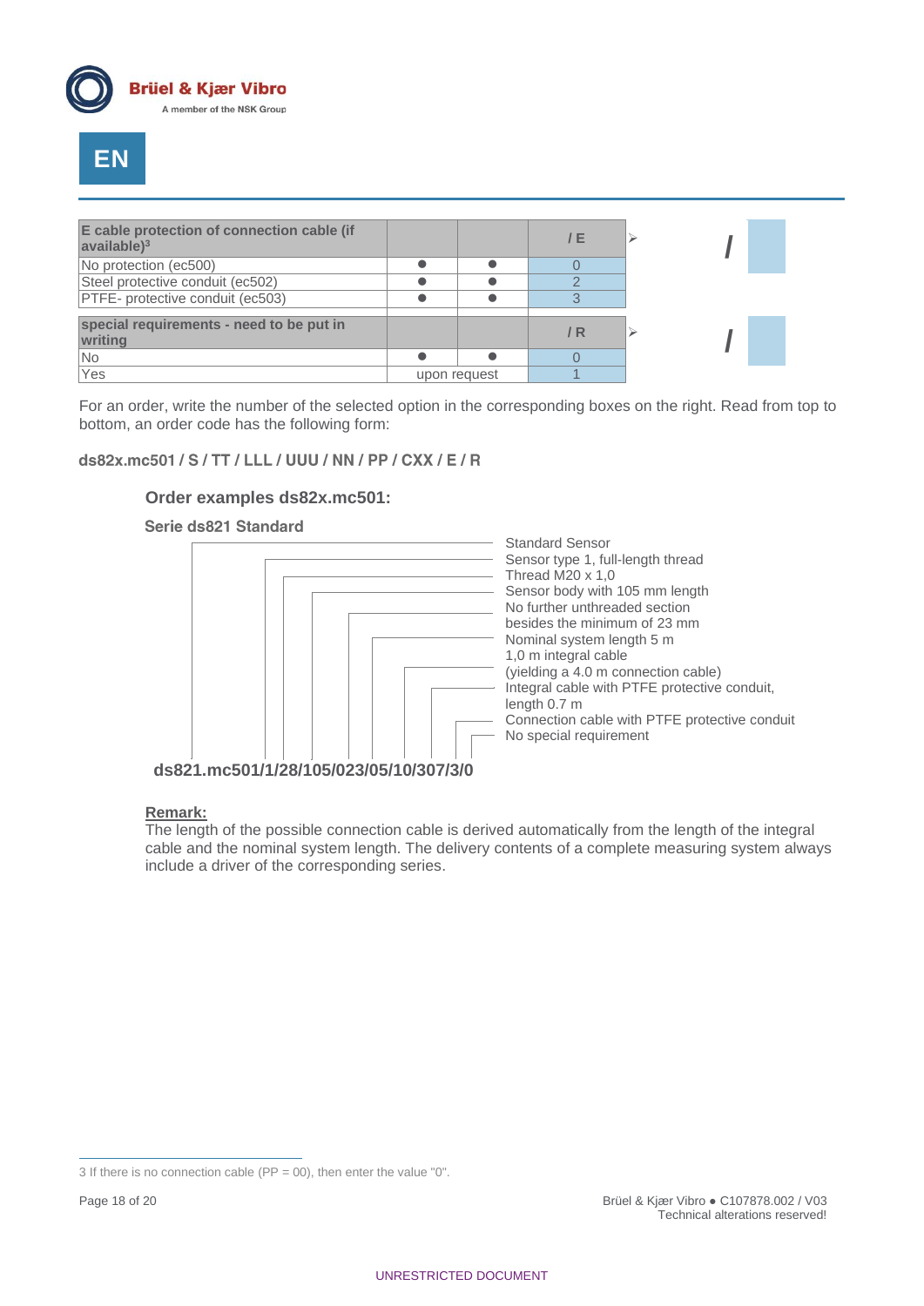EN

| E cable protection of connection cable (if available)[3] | | | / E | | / | |
|---|---|---|---|---|---|---|
| No protection (ec500) | ● | ● | 0 | | | |
| Steel protective conduit (ec502) | ● | ● | 2 | | | |
| PTFE- protective conduit (ec503) | ● | ● | 3 | | | |

| special requirements - need to be put in writing | | | / R | | / | |
|---|---|---|---|---|---|---|
| No | ● | ● | 0 | | | |
| Yes | upon request | | 1 | | | |

For an order, write the number of the selected option in the corresponding boxes on the right. Read from top to bottom, an order code has the following form:

**ds82x.mc501 / S / TT / LLL / UUU / NN / PP / CXX / E / R**

### Order examples ds82x.mc501:

**Serie ds821 Standard**

- Standard Sensor
- Sensor type 1, full-length thread
- Thread M20 x 1,0
- Sensor body with 105 mm length
- No further unthreaded section besides the minimum of 23 mm
- Nominal system length 5 m
- 1,0 m integral cable (yielding a 4.0 m connection cable)
- Integral cable with PTFE protective conduit, length 0.7 m
- Connection cable with PTFE protective conduit
- No special requirement

**ds821.mc501/1/28/105/023/05/10/307/3/0**

**Remark:**

The length of the possible connection cable is derived automatically from the length of the integral cable and the nominal system length. The delivery contents of a complete measuring system always include a driver of the corresponding series.

3 If there is no connection cable (PP = 00), then enter the value "0".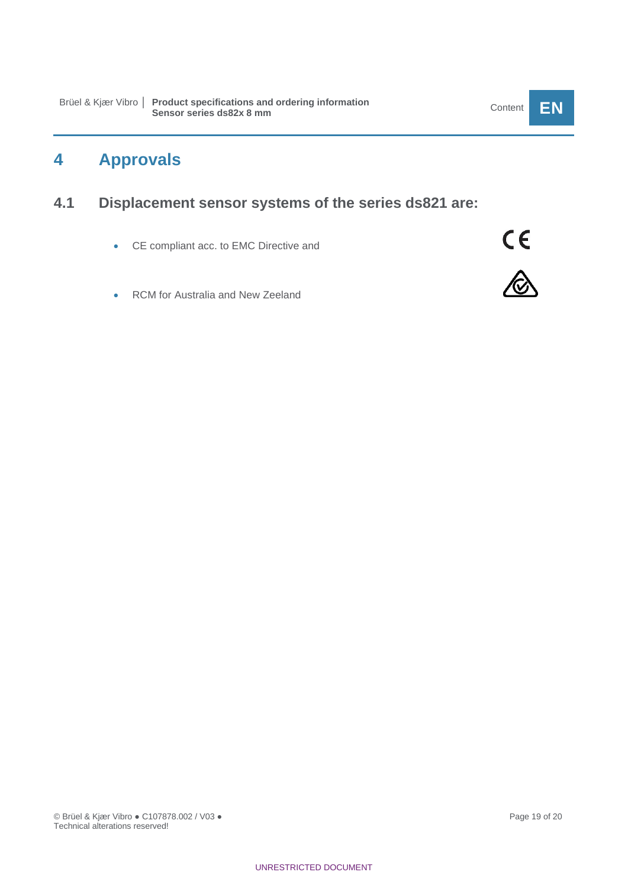# 4 Approvals

## 4.1 Displacement sensor systems of the series ds821 are:

- CE compliant acc. to EMC Directive and
- RCM for Australia and New Zeeland

UNRESTRICTED DOCUMENT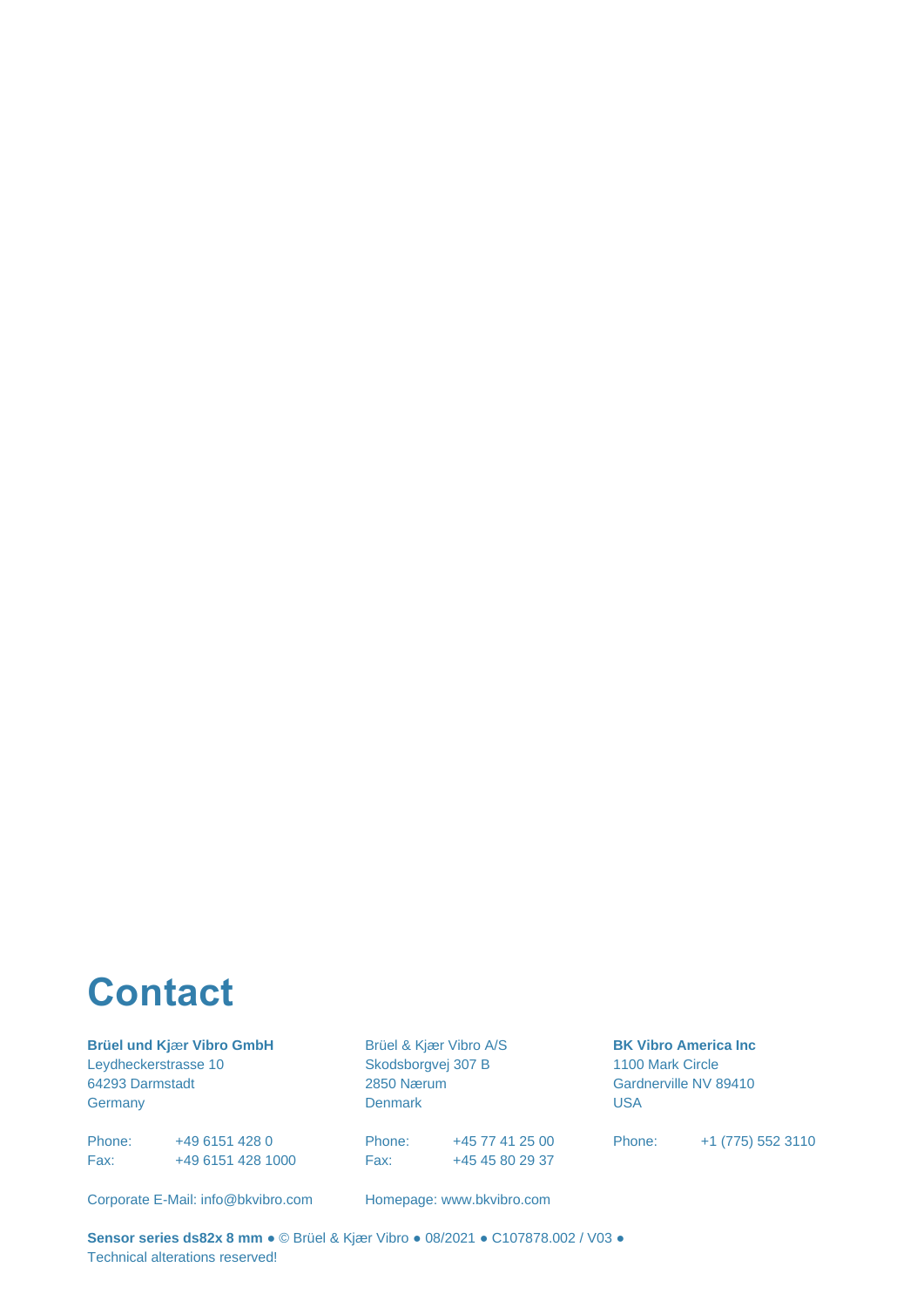# Contact

**Brüel und Kjær Vibro GmbH**
Leydheckerstrasse 10
64293 Darmstadt
Germany

Phone: +49 6151 428 0
Fax: +49 6151 428 1000

Brüel & Kjær Vibro A/S
Skodsborgvej 307 B
2850 Nærum
Denmark

Phone: +45 77 41 25 00
Fax: +45 45 80 29 37

**BK Vibro America Inc**
1100 Mark Circle
Gardnerville NV 89410
USA

Phone: +1 (775) 552 3110

Corporate E-Mail: info@bkvibro.com

Homepage: www.bkvibro.com

**Sensor series ds82x 8 mm** ● © Brüel & Kjær Vibro ● 08/2021 ● C107878.002 / V03 ●
Technical alterations reserved!